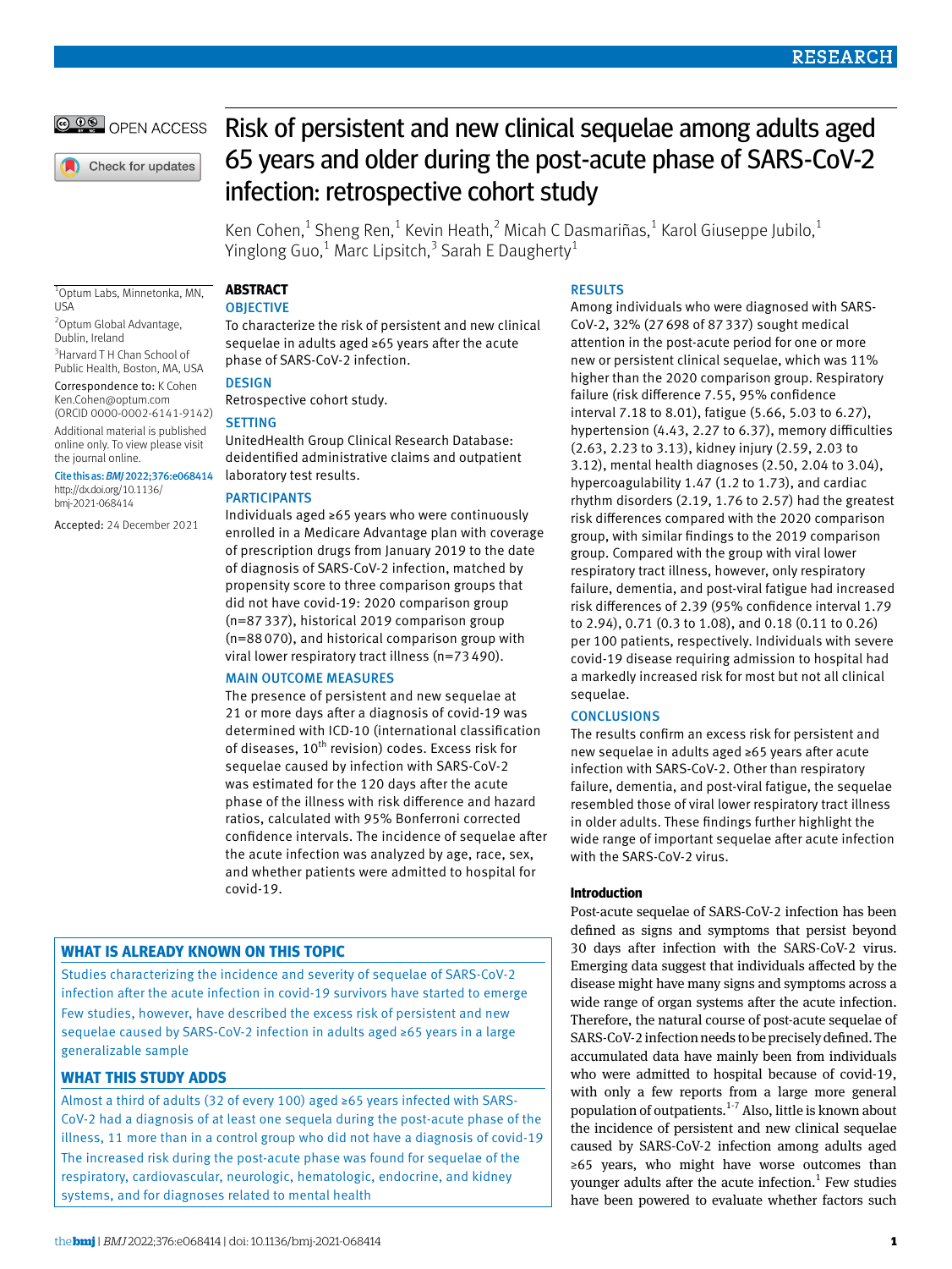# Risk of persistent and new clinical sequelae among adults aged 65 years and older during the post-acute phase of SARS-CoV-2 infection: retrospective cohort study

Ken Cohen,[1] Sheng Ren,[1] Kevin Heath,[2] Micah C Dasmariñas,[1] Karol Giuseppe Jubilo,[1] Yinglong Guo,[1] Marc Lipsitch,[3] Sarah E Daugherty[1]

[1]Optum Labs, Minnetonka, MN, USA

[2]Optum Global Advantage, Dublin, Ireland

[3]Harvard T H Chan School of Public Health, Boston, MA, USA

Correspondence to: K Cohen Ken.Cohen@optum.com (ORCID 0000-0002-6141-9142)

Additional material is published online only. To view please visit the journal online.

Cite this as: *BMJ* 2022;376:e068414 http://dx.doi.org/10.1136/bmj-2021-068414

Accepted: 24 December 2021

## ABSTRACT

### OBJECTIVE

To characterize the risk of persistent and new clinical sequelae in adults aged ≥65 years after the acute phase of SARS-CoV-2 infection.

### DESIGN

Retrospective cohort study.

### SETTING

UnitedHealth Group Clinical Research Database: deidentified administrative claims and outpatient laboratory test results.

### PARTICIPANTS

Individuals aged ≥65 years who were continuously enrolled in a Medicare Advantage plan with coverage of prescription drugs from January 2019 to the date of diagnosis of SARS-CoV-2 infection, matched by propensity score to three comparison groups that did not have covid-19: 2020 comparison group (n=87 337), historical 2019 comparison group (n=88 070), and historical comparison group with viral lower respiratory tract illness (n=73 490).

### MAIN OUTCOME MEASURES

The presence of persistent and new sequelae at 21 or more days after a diagnosis of covid-19 was determined with ICD-10 (international classification of diseases, 10th revision) codes. Excess risk for sequelae caused by infection with SARS-CoV-2 was estimated for the 120 days after the acute phase of the illness with risk difference and hazard ratios, calculated with 95% Bonferroni corrected confidence intervals. The incidence of sequelae after the acute infection was analyzed by age, race, sex, and whether patients were admitted to hospital for covid-19.

### RESULTS

Among individuals who were diagnosed with SARS-CoV-2, 32% (27 698 of 87 337) sought medical attention in the post-acute period for one or more new or persistent clinical sequelae, which was 11% higher than the 2020 comparison group. Respiratory failure (risk difference 7.55, 95% confidence interval 7.18 to 8.01), fatigue (5.66, 5.03 to 6.27), hypertension (4.43, 2.27 to 6.37), memory difficulties (2.63, 2.23 to 3.13), kidney injury (2.59, 2.03 to 3.12), mental health diagnoses (2.50, 2.04 to 3.04), hypercoagulability 1.47 (1.2 to 1.73), and cardiac rhythm disorders (2.19, 1.76 to 2.57) had the greatest risk differences compared with the 2020 comparison group, with similar findings to the 2019 comparison group. Compared with the group with viral lower respiratory tract illness, however, only respiratory failure, dementia, and post-viral fatigue had increased risk differences of 2.39 (95% confidence interval 1.79 to 2.94), 0.71 (0.3 to 1.08), and 0.18 (0.11 to 0.26) per 100 patients, respectively. Individuals with severe covid-19 disease requiring admission to hospital had a markedly increased risk for most but not all clinical sequelae.

### CONCLUSIONS

The results confirm an excess risk for persistent and new sequelae in adults aged ≥65 years after acute infection with SARS-CoV-2. Other than respiratory failure, dementia, and post-viral fatigue, the sequelae resembled those of viral lower respiratory tract illness in older adults. These findings further highlight the wide range of important sequelae after acute infection with the SARS-CoV-2 virus.

### WHAT IS ALREADY KNOWN ON THIS TOPIC

Studies characterizing the incidence and severity of sequelae of SARS-CoV-2 infection after the acute infection in covid-19 survivors have started to emerge

Few studies, however, have described the excess risk of persistent and new sequelae caused by SARS-CoV-2 infection in adults aged ≥65 years in a large generalizable sample

### WHAT THIS STUDY ADDS

Almost a third of adults (32 of every 100) aged ≥65 years infected with SARS-CoV-2 had a diagnosis of at least one sequela during the post-acute phase of the illness, 11 more than in a control group who did not have a diagnosis of covid-19

The increased risk during the post-acute phase was found for sequelae of the respiratory, cardiovascular, neurologic, hematologic, endocrine, and kidney systems, and for diagnoses related to mental health

## Introduction

Post-acute sequelae of SARS-CoV-2 infection has been defined as signs and symptoms that persist beyond 30 days after infection with the SARS-CoV-2 virus. Emerging data suggest that individuals affected by the disease might have many signs and symptoms across a wide range of organ systems after the acute infection. Therefore, the natural course of post-acute sequelae of SARS-CoV-2 infection needs to be precisely defined. The accumulated data have mainly been from individuals who were admitted to hospital because of covid-19, with only a few reports from a large more general population of outpatients.[1-7] Also, little is known about the incidence of persistent and new clinical sequelae caused by SARS-CoV-2 infection among adults aged ≥65 years, who might have worse outcomes than younger adults after the acute infection.[1] Few studies have been powered to evaluate whether factors such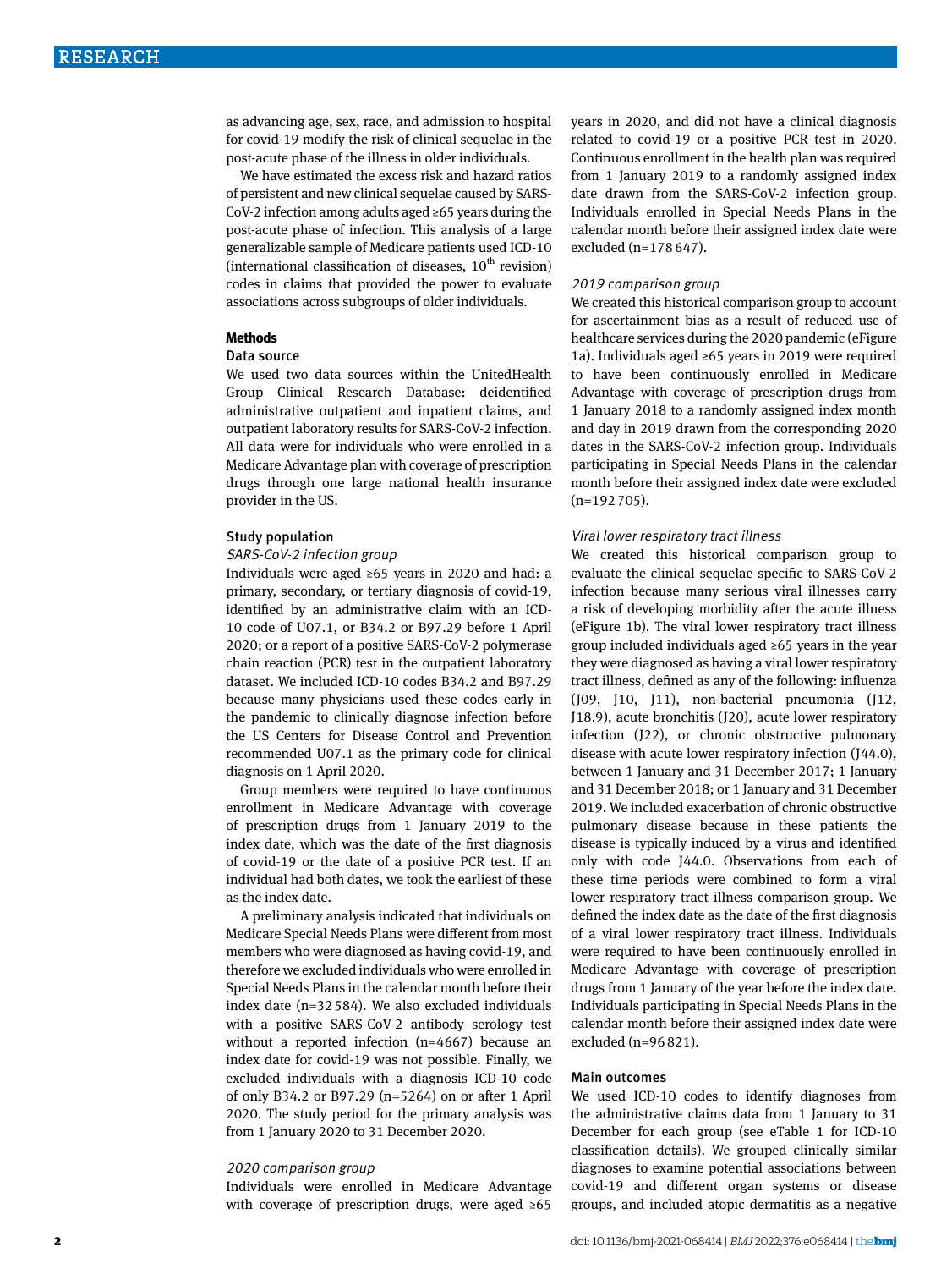as advancing age, sex, race, and admission to hospital for covid-19 modify the risk of clinical sequelae in the post-acute phase of the illness in older individuals.

We have estimated the excess risk and hazard ratios of persistent and new clinical sequelae caused by SARS-CoV-2 infection among adults aged ≥65 years during the post-acute phase of infection. This analysis of a large generalizable sample of Medicare patients used ICD-10 (international classification of diseases, 10th revision) codes in claims that provided the power to evaluate associations across subgroups of older individuals.

## Methods

### Data source

We used two data sources within the UnitedHealth Group Clinical Research Database: deidentified administrative outpatient and inpatient claims, and outpatient laboratory results for SARS-CoV-2 infection. All data were for individuals who were enrolled in a Medicare Advantage plan with coverage of prescription drugs through one large national health insurance provider in the US.

### Study population

#### *SARS-CoV-2 infection group*

Individuals were aged ≥65 years in 2020 and had: a primary, secondary, or tertiary diagnosis of covid-19, identified by an administrative claim with an ICD-10 code of U07.1, or B34.2 or B97.29 before 1 April 2020; or a report of a positive SARS-CoV-2 polymerase chain reaction (PCR) test in the outpatient laboratory dataset. We included ICD-10 codes B34.2 and B97.29 because many physicians used these codes early in the pandemic to clinically diagnose infection before the US Centers for Disease Control and Prevention recommended U07.1 as the primary code for clinical diagnosis on 1 April 2020.

Group members were required to have continuous enrollment in Medicare Advantage with coverage of prescription drugs from 1 January 2019 to the index date, which was the date of the first diagnosis of covid-19 or the date of a positive PCR test. If an individual had both dates, we took the earliest of these as the index date.

A preliminary analysis indicated that individuals on Medicare Special Needs Plans were different from most members who were diagnosed as having covid-19, and therefore we excluded individuals who were enrolled in Special Needs Plans in the calendar month before their index date (n=32 584). We also excluded individuals with a positive SARS-CoV-2 antibody serology test without a reported infection (n=4667) because an index date for covid-19 was not possible. Finally, we excluded individuals with a diagnosis ICD-10 code of only B34.2 or B97.29 (n=5264) on or after 1 April 2020. The study period for the primary analysis was from 1 January 2020 to 31 December 2020.

#### *2020 comparison group*

Individuals were enrolled in Medicare Advantage with coverage of prescription drugs, were aged ≥65 years in 2020, and did not have a clinical diagnosis related to covid-19 or a positive PCR test in 2020. Continuous enrollment in the health plan was required from 1 January 2019 to a randomly assigned index date drawn from the SARS-CoV-2 infection group. Individuals enrolled in Special Needs Plans in the calendar month before their assigned index date were excluded (n=178 647).

#### *2019 comparison group*

We created this historical comparison group to account for ascertainment bias as a result of reduced use of healthcare services during the 2020 pandemic (eFigure 1a). Individuals aged ≥65 years in 2019 were required to have been continuously enrolled in Medicare Advantage with coverage of prescription drugs from 1 January 2018 to a randomly assigned index month and day in 2019 drawn from the corresponding 2020 dates in the SARS-CoV-2 infection group. Individuals participating in Special Needs Plans in the calendar month before their assigned index date were excluded (n=192 705).

#### *Viral lower respiratory tract illness*

We created this historical comparison group to evaluate the clinical sequelae specific to SARS-CoV-2 infection because many serious viral illnesses carry a risk of developing morbidity after the acute illness (eFigure 1b). The viral lower respiratory tract illness group included individuals aged ≥65 years in the year they were diagnosed as having a viral lower respiratory tract illness, defined as any of the following: influenza (J09, J10, J11), non-bacterial pneumonia (J12, J18.9), acute bronchitis (J20), acute lower respiratory infection (J22), or chronic obstructive pulmonary disease with acute lower respiratory infection (J44.0), between 1 January and 31 December 2017; 1 January and 31 December 2018; or 1 January and 31 December 2019. We included exacerbation of chronic obstructive pulmonary disease because in these patients the disease is typically induced by a virus and identified only with code J44.0. Observations from each of these time periods were combined to form a viral lower respiratory tract illness comparison group. We defined the index date as the date of the first diagnosis of a viral lower respiratory tract illness. Individuals were required to have been continuously enrolled in Medicare Advantage with coverage of prescription drugs from 1 January of the year before the index date. Individuals participating in Special Needs Plans in the calendar month before their assigned index date were excluded (n=96 821).

### Main outcomes

We used ICD-10 codes to identify diagnoses from the administrative claims data from 1 January to 31 December for each group (see eTable 1 for ICD-10 classification details). We grouped clinically similar diagnoses to examine potential associations between covid-19 and different organ systems or disease groups, and included atopic dermatitis as a negative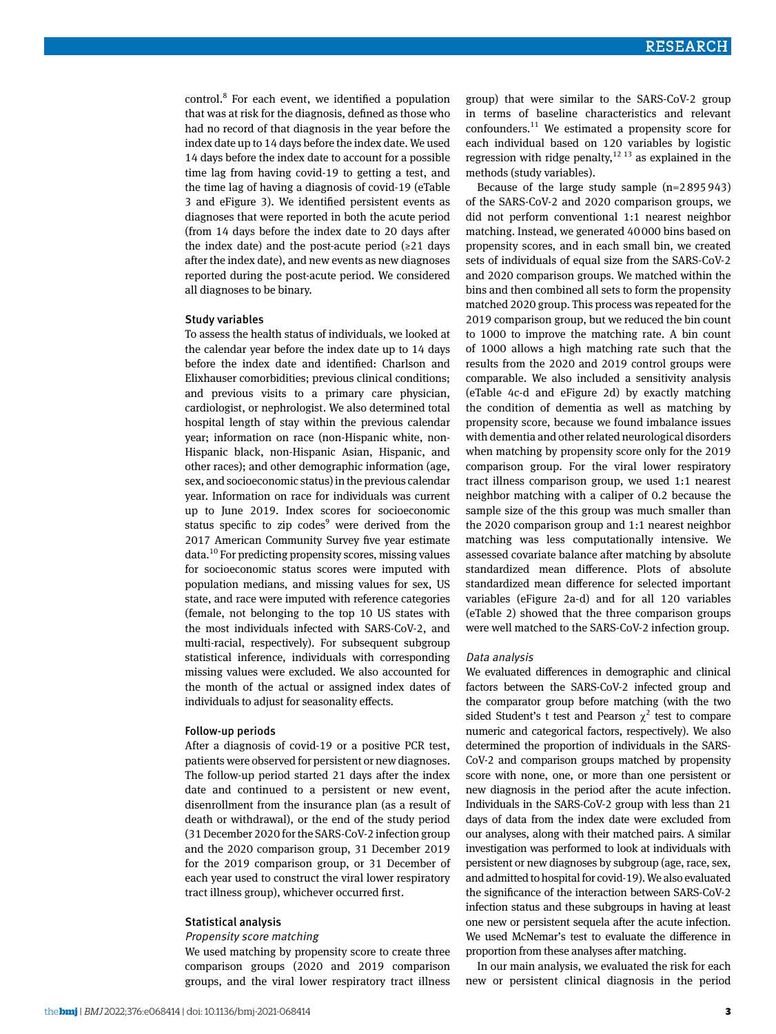control.[8] For each event, we identified a population that was at risk for the diagnosis, defined as those who had no record of that diagnosis in the year before the index date up to 14 days before the index date. We used 14 days before the index date to account for a possible time lag from having covid-19 to getting a test, and the time lag of having a diagnosis of covid-19 (eTable 3 and eFigure 3). We identified persistent events as diagnoses that were reported in both the acute period (from 14 days before the index date to 20 days after the index date) and the post-acute period (≥21 days after the index date), and new events as new diagnoses reported during the post-acute period. We considered all diagnoses to be binary.

### Study variables

To assess the health status of individuals, we looked at the calendar year before the index date up to 14 days before the index date and identified: Charlson and Elixhauser comorbidities; previous clinical conditions; and previous visits to a primary care physician, cardiologist, or nephrologist. We also determined total hospital length of stay within the previous calendar year; information on race (non-Hispanic white, non-Hispanic black, non-Hispanic Asian, Hispanic, and other races); and other demographic information (age, sex, and socioeconomic status) in the previous calendar year. Information on race for individuals was current up to June 2019. Index scores for socioeconomic status specific to zip codes[9] were derived from the 2017 American Community Survey five year estimate data.[10] For predicting propensity scores, missing values for socioeconomic status scores were imputed with population medians, and missing values for sex, US state, and race were imputed with reference categories (female, not belonging to the top 10 US states with the most individuals infected with SARS-CoV-2, and multi-racial, respectively). For subsequent subgroup statistical inference, individuals with corresponding missing values were excluded. We also accounted for the month of the actual or assigned index dates of individuals to adjust for seasonality effects.

### Follow-up periods

After a diagnosis of covid-19 or a positive PCR test, patients were observed for persistent or new diagnoses. The follow-up period started 21 days after the index date and continued to a persistent or new event, disenrollment from the insurance plan (as a result of death or withdrawal), or the end of the study period (31 December 2020 for the SARS-CoV-2 infection group and the 2020 comparison group, 31 December 2019 for the 2019 comparison group, or 31 December of each year used to construct the viral lower respiratory tract illness group), whichever occurred first.

### Statistical analysis

#### *Propensity score matching*

We used matching by propensity score to create three comparison groups (2020 and 2019 comparison groups, and the viral lower respiratory tract illness group) that were similar to the SARS-CoV-2 group in terms of baseline characteristics and relevant confounders.[11] We estimated a propensity score for each individual based on 120 variables by logistic regression with ridge penalty,[12,13] as explained in the methods (study variables).

Because of the large study sample (n=2 895 943) of the SARS-CoV-2 and 2020 comparison groups, we did not perform conventional 1:1 nearest neighbor matching. Instead, we generated 40 000 bins based on propensity scores, and in each small bin, we created sets of individuals of equal size from the SARS-CoV-2 and 2020 comparison groups. We matched within the bins and then combined all sets to form the propensity matched 2020 group. This process was repeated for the 2019 comparison group, but we reduced the bin count to 1000 to improve the matching rate. A bin count of 1000 allows a high matching rate such that the results from the 2020 and 2019 control groups were comparable. We also included a sensitivity analysis (eTable 4c-d and eFigure 2d) by exactly matching the condition of dementia as well as matching by propensity score, because we found imbalance issues with dementia and other related neurological disorders when matching by propensity score only for the 2019 comparison group. For the viral lower respiratory tract illness comparison group, we used 1:1 nearest neighbor matching with a caliper of 0.2 because the sample size of the this group was much smaller than the 2020 comparison group and 1:1 nearest neighbor matching was less computationally intensive. We assessed covariate balance after matching by absolute standardized mean difference. Plots of absolute standardized mean difference for selected important variables (eFigure 2a-d) and for all 120 variables (eTable 2) showed that the three comparison groups were well matched to the SARS-CoV-2 infection group.

#### *Data analysis*

We evaluated differences in demographic and clinical factors between the SARS-CoV-2 infected group and the comparator group before matching (with the two sided Student's t test and Pearson $\chi^2$ test to compare numeric and categorical factors, respectively). We also determined the proportion of individuals in the SARS-CoV-2 and comparison groups matched by propensity score with none, one, or more than one persistent or new diagnosis in the period after the acute infection. Individuals in the SARS-CoV-2 group with less than 21 days of data from the index date were excluded from our analyses, along with their matched pairs. A similar investigation was performed to look at individuals with persistent or new diagnoses by subgroup (age, race, sex, and admitted to hospital for covid-19). We also evaluated the significance of the interaction between SARS-CoV-2 infection status and these subgroups in having at least one new or persistent sequela after the acute infection. We used McNemar's test to evaluate the difference in proportion from these analyses after matching.

In our main analysis, we evaluated the risk for each new or persistent clinical diagnosis in the period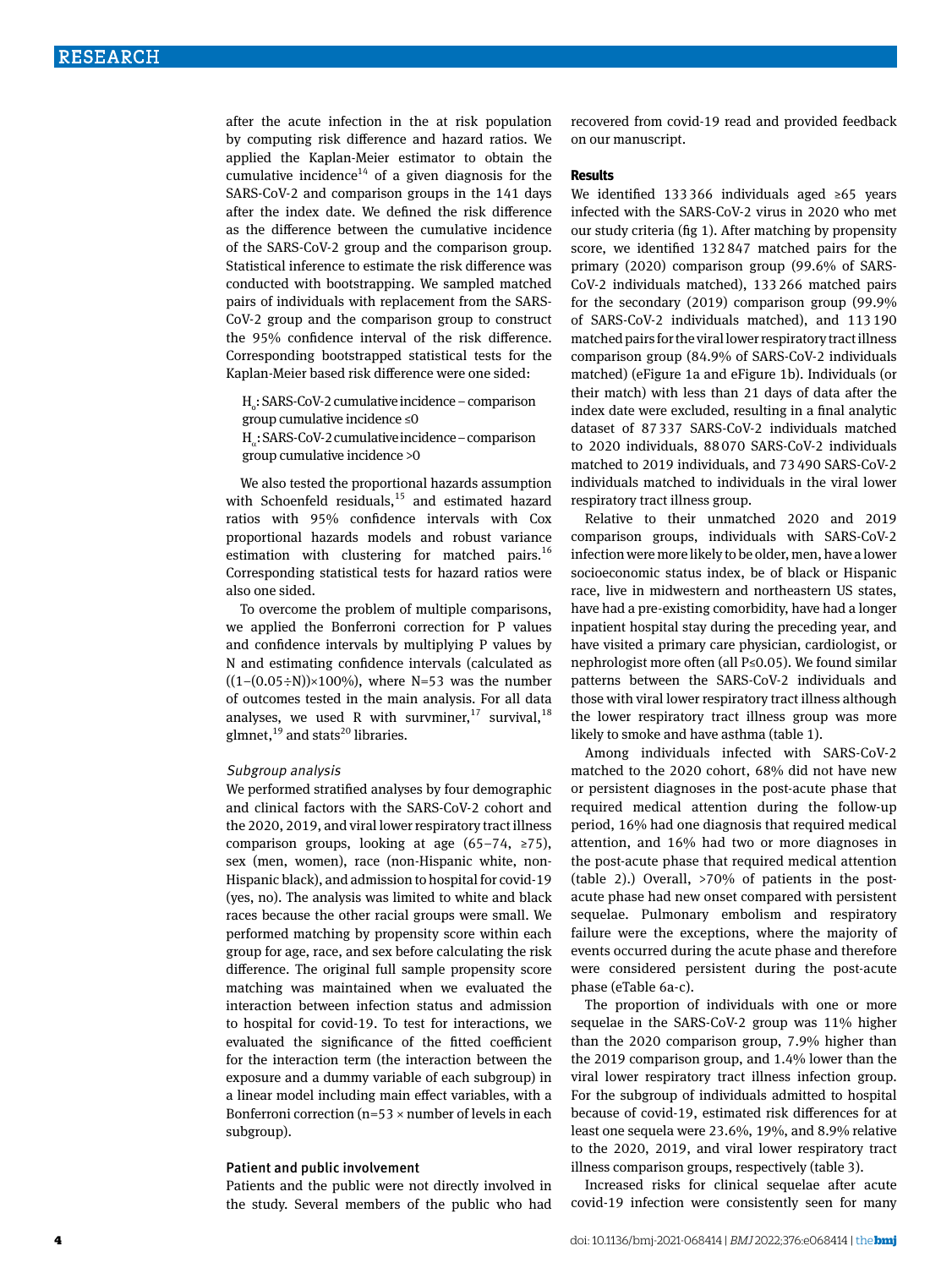after the acute infection in the at risk population by computing risk difference and hazard ratios. We applied the Kaplan-Meier estimator to obtain the cumulative incidence[14] of a given diagnosis for the SARS-CoV-2 and comparison groups in the 141 days after the index date. We defined the risk difference as the difference between the cumulative incidence of the SARS-CoV-2 group and the comparison group. Statistical inference to estimate the risk difference was conducted with bootstrapping. We sampled matched pairs of individuals with replacement from the SARS-CoV-2 group and the comparison group to construct the 95% confidence interval of the risk difference. Corresponding bootstrapped statistical tests for the Kaplan-Meier based risk difference were one sided:

$H_0$: SARS-CoV-2 cumulative incidence – comparison group cumulative incidence ≤0

$H_\alpha$: SARS-CoV-2 cumulative incidence – comparison group cumulative incidence >0

We also tested the proportional hazards assumption with Schoenfeld residuals,[15] and estimated hazard ratios with 95% confidence intervals with Cox proportional hazards models and robust variance estimation with clustering for matched pairs.[16] Corresponding statistical tests for hazard ratios were also one sided.

To overcome the problem of multiple comparisons, we applied the Bonferroni correction for P values and confidence intervals by multiplying P values by N and estimating confidence intervals (calculated as $((1-(0.05\div N))\times 100\%)$, where N=53 was the number of outcomes tested in the main analysis. For all data analyses, we used R with survminer,[17] survival,[18] glmnet,[19] and stats[20] libraries.

### *Subgroup analysis*

We performed stratified analyses by four demographic and clinical factors with the SARS-CoV-2 cohort and the 2020, 2019, and viral lower respiratory tract illness comparison groups, looking at age (65–74, ≥75), sex (men, women), race (non-Hispanic white, non-Hispanic black), and admission to hospital for covid-19 (yes, no). The analysis was limited to white and black races because the other racial groups were small. We performed matching by propensity score within each group for age, race, and sex before calculating the risk difference. The original full sample propensity score matching was maintained when we evaluated the interaction between infection status and admission to hospital for covid-19. To test for interactions, we evaluated the significance of the fitted coefficient for the interaction term (the interaction between the exposure and a dummy variable of each subgroup) in a linear model including main effect variables, with a Bonferroni correction (n=53 × number of levels in each subgroup).

### Patient and public involvement

Patients and the public were not directly involved in the study. Several members of the public who had recovered from covid-19 read and provided feedback on our manuscript.

## Results

We identified 133 366 individuals aged ≥65 years infected with the SARS-CoV-2 virus in 2020 who met our study criteria (fig 1). After matching by propensity score, we identified 132 847 matched pairs for the primary (2020) comparison group (99.6% of SARS-CoV-2 individuals matched), 133 266 matched pairs for the secondary (2019) comparison group (99.9% of SARS-CoV-2 individuals matched), and 113 190 matched pairs for the viral lower respiratory tract illness comparison group (84.9% of SARS-CoV-2 individuals matched) (eFigure 1a and eFigure 1b). Individuals (or their match) with less than 21 days of data after the index date were excluded, resulting in a final analytic dataset of 87 337 SARS-CoV-2 individuals matched to 2020 individuals, 88 070 SARS-CoV-2 individuals matched to 2019 individuals, and 73 490 SARS-CoV-2 individuals matched to individuals in the viral lower respiratory tract illness group.

Relative to their unmatched 2020 and 2019 comparison groups, individuals with SARS-CoV-2 infection were more likely to be older, men, have a lower socioeconomic status index, be of black or Hispanic race, live in midwestern and northeastern US states, have had a pre-existing comorbidity, have had a longer inpatient hospital stay during the preceding year, and have visited a primary care physician, cardiologist, or nephrologist more often (all P≤0.05). We found similar patterns between the SARS-CoV-2 individuals and those with viral lower respiratory tract illness although the lower respiratory tract illness group was more likely to smoke and have asthma (table 1).

Among individuals infected with SARS-CoV-2 matched to the 2020 cohort, 68% did not have new or persistent diagnoses in the post-acute phase that required medical attention during the follow-up period, 16% had one diagnosis that required medical attention, and 16% had two or more diagnoses in the post-acute phase that required medical attention (table 2).) Overall, >70% of patients in the post-acute phase had new onset compared with persistent sequelae. Pulmonary embolism and respiratory failure were the exceptions, where the majority of events occurred during the acute phase and therefore were considered persistent during the post-acute phase (eTable 6a-c).

The proportion of individuals with one or more sequelae in the SARS-CoV-2 group was 11% higher than the 2020 comparison group, 7.9% higher than the 2019 comparison group, and 1.4% lower than the viral lower respiratory tract illness infection group. For the subgroup of individuals admitted to hospital because of covid-19, estimated risk differences for at least one sequela were 23.6%, 19%, and 8.9% relative to the 2020, 2019, and viral lower respiratory tract illness comparison groups, respectively (table 3).

Increased risks for clinical sequelae after acute covid-19 infection were consistently seen for many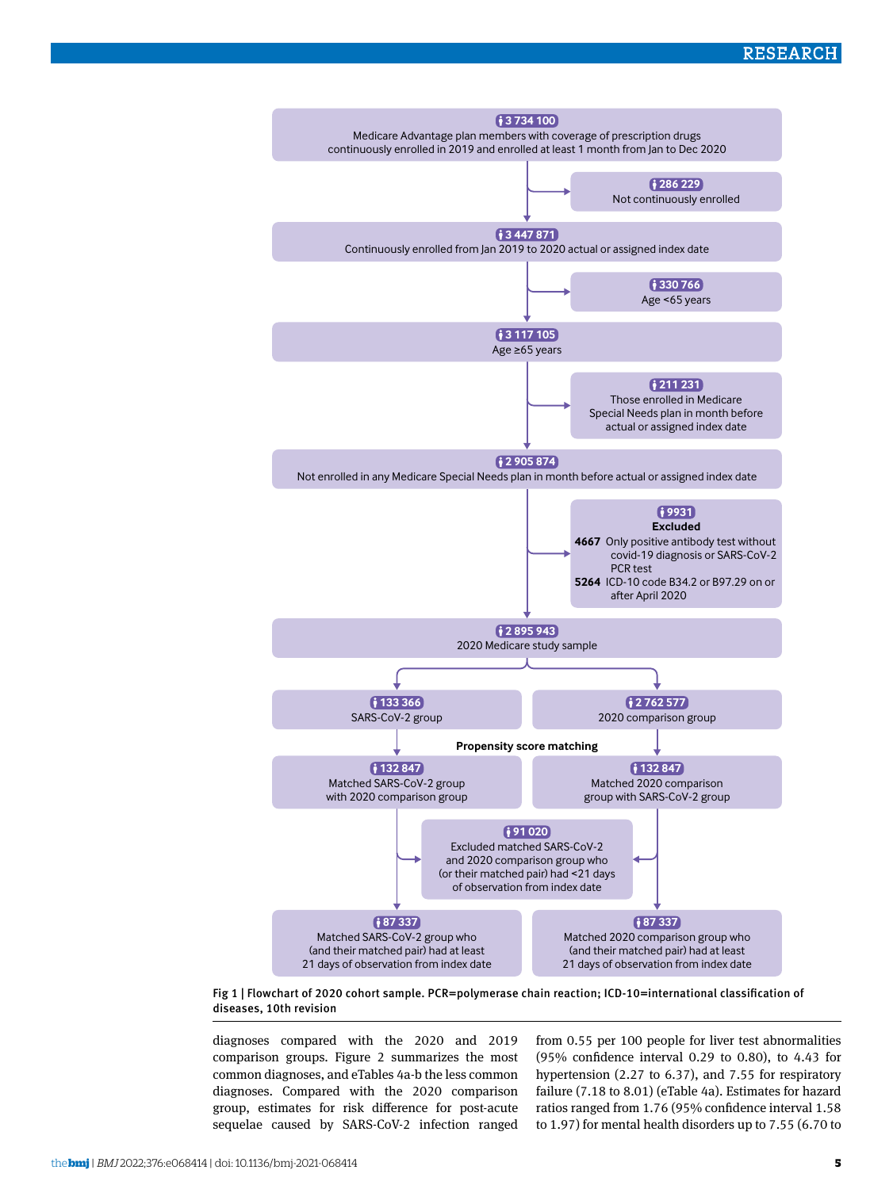3 734 100
Medicare Advantage plan members with coverage of prescription drugs continuously enrolled in 2019 and enrolled at least 1 month from Jan to Dec 2020

286 229
Not continuously enrolled

3 447 871
Continuously enrolled from Jan 2019 to 2020 actual or assigned index date

330 766
Age <65 years

3 117 105
Age ≥65 years

211 231
Those enrolled in Medicare Special Needs plan in month before actual or assigned index date

2 905 874
Not enrolled in any Medicare Special Needs plan in month before actual or assigned index date

9931
**Excluded**
**4667** Only positive antibody test without covid-19 diagnosis or SARS-CoV-2 PCR test
**5264** ICD-10 code B34.2 or B97.29 on or after April 2020

2 895 943
2020 Medicare study sample

133 366
SARS-CoV-2 group

2 762 577
2020 comparison group

**Propensity score matching**

132 847
Matched SARS-CoV-2 group with 2020 comparison group

132 847
Matched 2020 comparison group with SARS-CoV-2 group

91 020
Excluded matched SARS-CoV-2 and 2020 comparison group who (or their matched pair) had <21 days of observation from index date

87 337
Matched SARS-CoV-2 group who (and their matched pair) had at least 21 days of observation from index date

87 337
Matched 2020 comparison group who (and their matched pair) had at least 21 days of observation from index date

Fig 1 | Flowchart of 2020 cohort sample. PCR=polymerase chain reaction; ICD-10=international classification of diseases, 10th revision

diagnoses compared with the 2020 and 2019 comparison groups. Figure 2 summarizes the most common diagnoses, and eTables 4a-b the less common diagnoses. Compared with the 2020 comparison group, estimates for risk difference for post-acute sequelae caused by SARS-CoV-2 infection ranged from 0.55 per 100 people for liver test abnormalities (95% confidence interval 0.29 to 0.80), to 4.43 for hypertension (2.27 to 6.37), and 7.55 for respiratory failure (7.18 to 8.01) (eTable 4a). Estimates for hazard ratios ranged from 1.76 (95% confidence interval 1.58 to 1.97) for mental health disorders up to 7.55 (6.70 to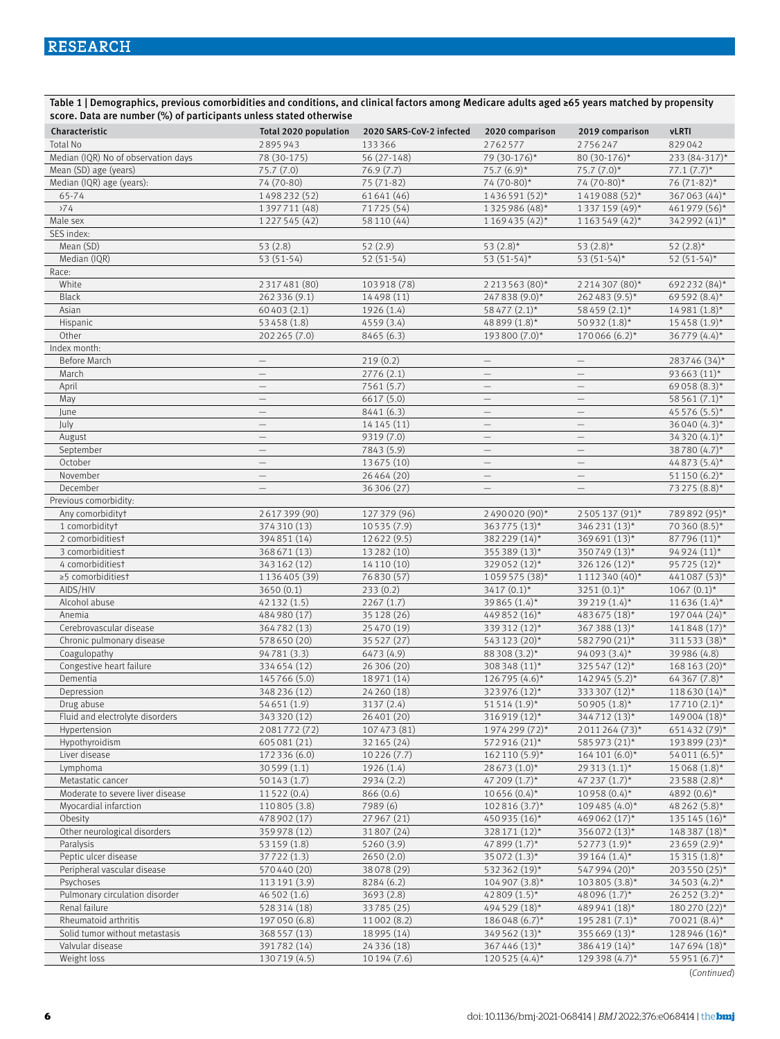Table 1 | Demographics, previous comorbidities and conditions, and clinical factors among Medicare adults aged ≥65 years matched by propensity score. Data are number (%) of participants unless stated otherwise

| Characteristic | Total 2020 population | 2020 SARS-CoV-2 infected | 2020 comparison | 2019 comparison | vLRTI |
|---|---|---|---|---|---|
| Total No | 2895943 | 133366 | 2762577 | 2756247 | 829042 |
| Median (IQR) No of observation days | 78 (30-175) | 56 (27-148) | 79 (30-176)* | 80 (30-176)* | 233 (84-317)* |
| Mean (SD) age (years) | 75.7 (7.0) | 76.9 (7.7) | 75.7 (6.9)* | 75.7 (7.0)* | 77.1 (7.7)* |
| Median (IQR) age (years): | 74 (70-80) | 75 (71-82) | 74 (70-80)* | 74 (70-80)* | 76 (71-82)* |
| 65-74 | 1498232 (52) | 61641 (46) | 1436591 (52)* | 1419088 (52)* | 367063 (44)* |
| >74 | 1397711 (48) | 71725 (54) | 1325986 (48)* | 1337159 (49)* | 461979 (56)* |
| Male sex | 1227545 (42) | 58110 (44) | 1169435 (42)* | 1163549 (42)* | 342992 (41)* |
| SES index: | | | | | |
| Mean (SD) | 53 (2.8) | 52 (2.9) | 53 (2.8)* | 53 (2.8)* | 52 (2.8)* |
| Median (IQR) | 53 (51-54) | 52 (51-54) | 53 (51-54)* | 53 (51-54)* | 52 (51-54)* |
| Race: | | | | | |
| White | 2317481 (80) | 103918 (78) | 2213563 (80)* | 2214307 (80)* | 692232 (84)* |
| Black | 262336 (9.1) | 14498 (11) | 247838 (9.0)* | 262483 (9.5)* | 69592 (8.4)* |
| Asian | 60403 (2.1) | 1926 (1.4) | 58477 (2.1)* | 58459 (2.1)* | 14981 (1.8)* |
| Hispanic | 53458 (1.8) | 4559 (3.4) | 48899 (1.8)* | 50932 (1.8)* | 15458 (1.9)* |
| Other | 202265 (7.0) | 8465 (6.3) | 193800 (7.0)* | 170066 (6.2)* | 36779 (4.4)* |
| Index month: | | | | | |
| Before March | — | 219 (0.2) | — | — | 283746 (34)* |
| March | — | 2776 (2.1) | — | — | 93663 (11)* |
| April | — | 7561 (5.7) | — | — | 69058 (8.3)* |
| May | — | 6617 (5.0) | — | — | 58561 (7.1)* |
| June | — | 8441 (6.3) | — | — | 45576 (5.5)* |
| July | — | 14145 (11) | — | — | 36040 (4.3)* |
| August | — | 9319 (7.0) | — | — | 34320 (4.1)* |
| September | — | 7843 (5.9) | — | — | 38780 (4.7)* |
| October | — | 13675 (10) | — | — | 44873 (5.4)* |
| November | — | 26464 (20) | — | — | 51150 (6.2)* |
| December | — | 36306 (27) | — | — | 73275 (8.8)* |
| Previous comorbidity: | | | | | |
| Any comorbidity† | 2617399 (90) | 127379 (96) | 2490020 (90)* | 2505137 (91)* | 789892 (95)* |
| 1 comorbidity† | 374310 (13) | 10535 (7.9) | 363775 (13)* | 346231 (13)* | 70360 (8.5)* |
| 2 comorbidities† | 394851 (14) | 12622 (9.5) | 382229 (14)* | 369691 (13)* | 87796 (11)* |
| 3 comorbidities† | 368671 (13) | 13282 (10) | 355389 (13)* | 350749 (13)* | 94924 (11)* |
| 4 comorbidities† | 343162 (12) | 14110 (10) | 329052 (12)* | 326126 (12)* | 95725 (12)* |
| ≥5 comorbidities† | 1136405 (39) | 76830 (57) | 1059575 (38)* | 1112340 (40)* | 441087 (53)* |
| AIDS/HIV | 3650 (0.1) | 233 (0.2) | 3417 (0.1)* | 3251 (0.1)* | 1067 (0.1)* |
| Alcohol abuse | 42132 (1.5) | 2267 (1.7) | 39865 (1.4)* | 39219 (1.4)* | 11636 (1.4)* |
| Anemia | 484980 (17) | 35128 (26) | 449852 (16)* | 483675 (18)* | 197044 (24)* |
| Cerebrovascular disease | 364782 (13) | 25470 (19) | 339312 (12)* | 367388 (13)* | 141848 (17)* |
| Chronic pulmonary disease | 578650 (20) | 35527 (27) | 543123 (20)* | 582790 (21)* | 311533 (38)* |
| Coagulopathy | 94781 (3.3) | 6473 (4.9) | 88308 (3.2)* | 94093 (3.4)* | 39986 (4.8) |
| Congestive heart failure | 334654 (12) | 26306 (20) | 308348 (11)* | 325547 (12)* | 168163 (20)* |
| Dementia | 145766 (5.0) | 18971 (14) | 126795 (4.6)* | 142945 (5.2)* | 64367 (7.8)* |
| Depression | 348236 (12) | 24260 (18) | 323976 (12)* | 333307 (12)* | 118630 (14)* |
| Drug abuse | 54651 (1.9) | 3137 (2.4) | 51514 (1.9)* | 50905 (1.8)* | 17710 (2.1)* |
| Fluid and electrolyte disorders | 343320 (12) | 26401 (20) | 316919 (12)* | 344712 (13)* | 149004 (18)* |
| Hypertension | 2081772 (72) | 107473 (81) | 1974299 (72)* | 2011264 (73)* | 651432 (79)* |
| Hypothyroidism | 605081 (21) | 32165 (24) | 572916 (21)* | 585973 (21)* | 193899 (23)* |
| Liver disease | 172336 (6.0) | 10226 (7.7) | 162110 (5.9)* | 164101 (6.0)* | 54011 (6.5)* |
| Lymphoma | 30599 (1.1) | 1926 (1.4) | 28673 (1.0)* | 29313 (1.1)* | 15068 (1.8)* |
| Metastatic cancer | 50143 (1.7) | 2934 (2.2) | 47209 (1.7)* | 47237 (1.7)* | 23588 (2.8)* |
| Moderate to severe liver disease | 11522 (0.4) | 866 (0.6) | 10656 (0.4)* | 10958 (0.4)* | 4892 (0.6)* |
| Myocardial infarction | 110805 (3.8) | 7989 (6) | 102816 (3.7)* | 109485 (4.0)* | 48262 (5.8)* |
| Obesity | 478902 (17) | 27967 (21) | 450935 (16)* | 469062 (17)* | 135145 (16)* |
| Other neurological disorders | 359978 (12) | 31807 (24) | 328171 (12)* | 356072 (13)* | 148387 (18)* |
| Paralysis | 53159 (1.8) | 5260 (3.9) | 47899 (1.7)* | 52773 (1.9)* | 23659 (2.9)* |
| Peptic ulcer disease | 37722 (1.3) | 2650 (2.0) | 35072 (1.3)* | 39164 (1.4)* | 15315 (1.8)* |
| Peripheral vascular disease | 570440 (20) | 38078 (29) | 532362 (19)* | 547994 (20)* | 203550 (25)* |
| Psychoses | 113191 (3.9) | 8284 (6.2) | 104907 (3.8)* | 103805 (3.8)* | 34503 (4.2)* |
| Pulmonary circulation disorder | 46502 (1.6) | 3693 (2.8) | 42809 (1.5)* | 48096 (1.7)* | 26252 (3.2)* |
| Renal failure | 528314 (18) | 33785 (25) | 494529 (18)* | 489941 (18)* | 180270 (22)* |
| Rheumatoid arthritis | 197050 (6.8) | 11002 (8.2) | 186048 (6.7)* | 195281 (7.1)* | 70021 (8.4)* |
| Solid tumor without metastasis | 368557 (13) | 18995 (14) | 349562 (13)* | 355669 (13)* | 128946 (16)* |
| Valvular disease | 391782 (14) | 24336 (18) | 367446 (13)* | 386419 (14)* | 147694 (18)* |
| Weight loss | 130719 (4.5) | 10194 (7.6) | 120525 (4.4)* | 129398 (4.7)* | 55951 (6.7)* |

(Continued)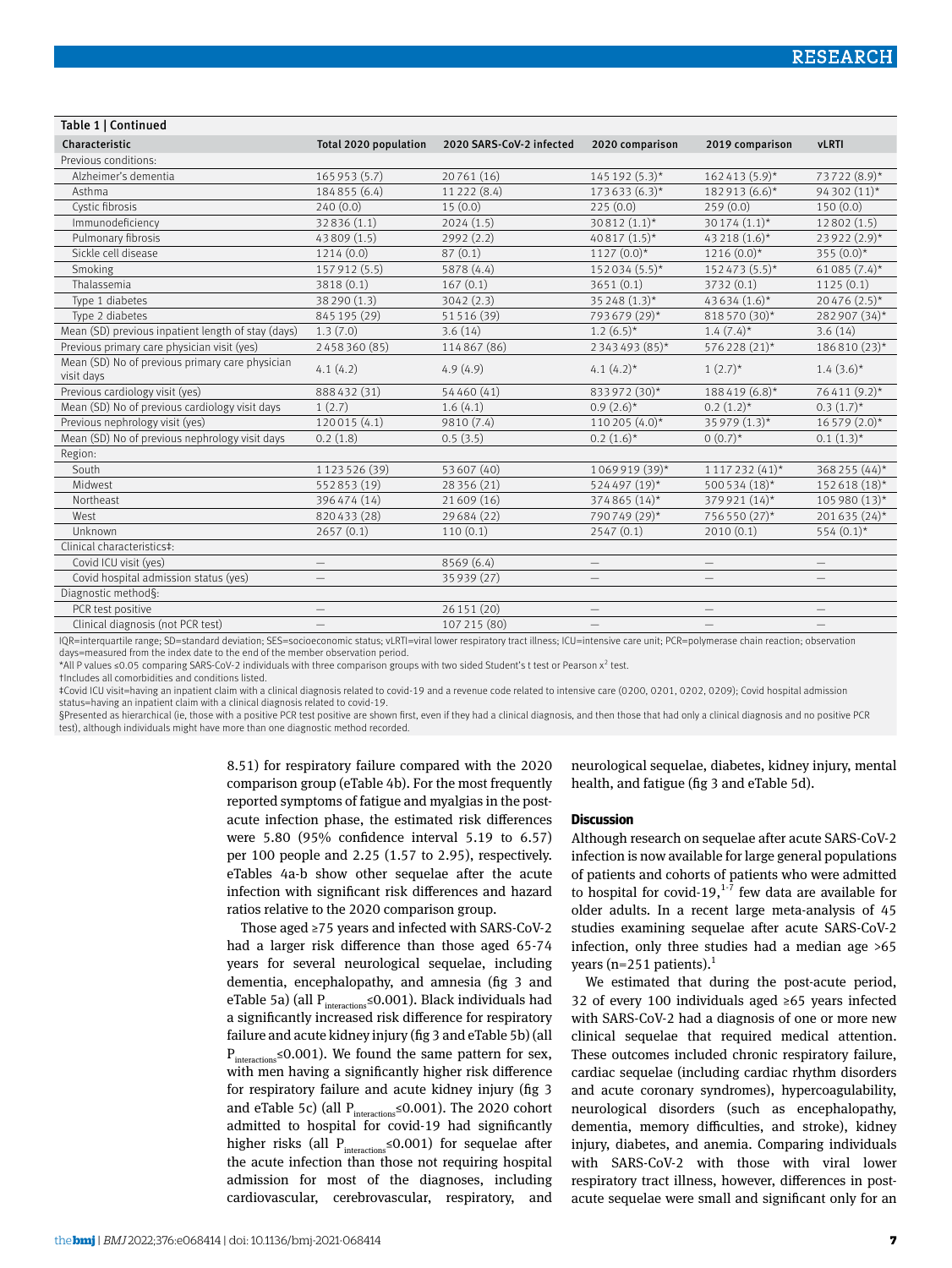Table 1 | Continued

| Characteristic | Total 2020 population | 2020 SARS-CoV-2 infected | 2020 comparison | 2019 comparison | vLRTI |
|---|---|---|---|---|---|
| Previous conditions: | | | | | |
| Alzheimer's dementia | 165 953 (5.7) | 20 761 (16) | 145 192 (5.3)* | 162 413 (5.9)* | 73 722 (8.9)* |
| Asthma | 184 855 (6.4) | 11 222 (8.4) | 173 633 (6.3)* | 182 913 (6.6)* | 94 302 (11)* |
| Cystic fibrosis | 240 (0.0) | 15 (0.0) | 225 (0.0) | 259 (0.0) | 150 (0.0) |
| Immunodeficiency | 32 836 (1.1) | 2024 (1.5) | 30 812 (1.1)* | 30 174 (1.1)* | 12 802 (1.5) |
| Pulmonary fibrosis | 43 809 (1.5) | 2992 (2.2) | 40 817 (1.5)* | 43 218 (1.6)* | 23 922 (2.9)* |
| Sickle cell disease | 1214 (0.0) | 87 (0.1) | 1127 (0.0)* | 1216 (0.0)* | 355 (0.0)* |
| Smoking | 157 912 (5.5) | 5878 (4.4) | 152 034 (5.5)* | 152 473 (5.5)* | 61 085 (7.4)* |
| Thalassemia | 3818 (0.1) | 167 (0.1) | 3651 (0.1) | 3732 (0.1) | 1125 (0.1) |
| Type 1 diabetes | 38 290 (1.3) | 3042 (2.3) | 35 248 (1.3)* | 43 634 (1.6)* | 20 476 (2.5)* |
| Type 2 diabetes | 845 195 (29) | 51 516 (39) | 793 679 (29)* | 818 570 (30)* | 282 907 (34)* |
| Mean (SD) previous inpatient length of stay (days) | 1.3 (7.0) | 3.6 (14) | 1.2 (6.5)* | 1.4 (7.4)* | 3.6 (14) |
| Previous primary care physician visit (yes) | 2 458 360 (85) | 114 867 (86) | 2 343 493 (85)* | 576 228 (21)* | 186 810 (23)* |
| Mean (SD) No of previous primary care physician visit days | 4.1 (4.2) | 4.9 (4.9) | 4.1 (4.2)* | 1 (2.7)* | 1.4 (3.6)* |
| Previous cardiology visit (yes) | 888 432 (31) | 54 460 (41) | 833 972 (30)* | 188 419 (6.8)* | 76 411 (9.2)* |
| Mean (SD) No of previous cardiology visit days | 1 (2.7) | 1.6 (4.1) | 0.9 (2.6)* | 0.2 (1.2)* | 0.3 (1.7)* |
| Previous nephrology visit (yes) | 120 015 (4.1) | 9810 (7.4) | 110 205 (4.0)* | 35 979 (1.3)* | 16 579 (2.0)* |
| Mean (SD) No of previous nephrology visit days | 0.2 (1.8) | 0.5 (3.5) | 0.2 (1.6)* | 0 (0.7)* | 0.1 (1.3)* |
| Region: | | | | | |
| South | 1 123 526 (39) | 53 607 (40) | 1 069 919 (39)* | 1 117 232 (41)* | 368 255 (44)* |
| Midwest | 552 853 (19) | 28 356 (21) | 524 497 (19)* | 500 534 (18)* | 152 618 (18)* |
| Northeast | 396 474 (14) | 21 609 (16) | 374 865 (14)* | 379 921 (14)* | 105 980 (13)* |
| West | 820 433 (28) | 29 684 (22) | 790 749 (29)* | 756 550 (27)* | 201 635 (24)* |
| Unknown | 2657 (0.1) | 110 (0.1) | 2547 (0.1) | 2010 (0.1) | 554 (0.1)* |
| Clinical characteristics‡: | | | | | |
| Covid ICU visit (yes) | — | 8569 (6.4) | — | — | — |
| Covid hospital admission status (yes) | — | 35 939 (27) | — | — | — |
| Diagnostic method§: | | | | | |
| PCR test positive | — | 26 151 (20) | — | — | — |
| Clinical diagnosis (not PCR test) | — | 107 215 (80) | — | — | — |

IQR=interquartile range; SD=standard deviation; SES=socioeconomic status; vLRTI=viral lower respiratory tract illness; ICU=intensive care unit; PCR=polymerase chain reaction; observation days=measured from the index date to the end of the member observation period.

*All P values ≤0.05 comparing SARS-CoV-2 individuals with three comparison groups with two sided Student's t test or Pearson $\chi^2$ test.

†Includes all comorbidities and conditions listed.

‡Covid ICU visit=having an inpatient claim with a clinical diagnosis related to covid-19 and a revenue code related to intensive care (0200, 0201, 0202, 0209); Covid hospital admission status=having an inpatient claim with a clinical diagnosis related to covid-19.

§Presented as hierarchical (ie, those with a positive PCR test positive are shown first, even if they had a clinical diagnosis, and then those that had only a clinical diagnosis and no positive PCR test), although individuals might have more than one diagnostic method recorded.

8.51) for respiratory failure compared with the 2020 comparison group (eTable 4b). For the most frequently reported symptoms of fatigue and myalgias in the post-acute infection phase, the estimated risk differences were 5.80 (95% confidence interval 5.19 to 6.57) per 100 people and 2.25 (1.57 to 2.95), respectively. eTables 4a-b show other sequelae after the acute infection with significant risk differences and hazard ratios relative to the 2020 comparison group.

Those aged ≥75 years and infected with SARS-CoV-2 had a larger risk difference than those aged 65-74 years for several neurological sequelae, including dementia, encephalopathy, and amnesia (fig 3 and eTable 5a) (all $P_{interactions}$≤0.001). Black individuals had a significantly increased risk difference for respiratory failure and acute kidney injury (fig 3 and eTable 5b) (all $P_{interactions}$≤0.001). We found the same pattern for sex, with men having a significantly higher risk difference for respiratory failure and acute kidney injury (fig 3 and eTable 5c) (all $P_{interactions}$≤0.001). The 2020 cohort admitted to hospital for covid-19 had significantly higher risks (all $P_{interactions}$≤0.001) for sequelae after the acute infection than those not requiring hospital admission for most of the diagnoses, including cardiovascular, cerebrovascular, respiratory, and neurological sequelae, diabetes, kidney injury, mental health, and fatigue (fig 3 and eTable 5d).

## Discussion

Although research on sequelae after acute SARS-CoV-2 infection is now available for large general populations of patients and cohorts of patients who were admitted to hospital for covid-19,[1-7] few data are available for older adults. In a recent large meta-analysis of 45 studies examining sequelae after acute SARS-CoV-2 infection, only three studies had a median age >65 years (n=251 patients).[1]

We estimated that during the post-acute period, 32 of every 100 individuals aged ≥65 years infected with SARS-CoV-2 had a diagnosis of one or more new clinical sequelae that required medical attention. These outcomes included chronic respiratory failure, cardiac sequelae (including cardiac rhythm disorders and acute coronary syndromes), hypercoagulability, neurological disorders (such as encephalopathy, dementia, memory difficulties, and stroke), kidney injury, diabetes, and anemia. Comparing individuals with SARS-CoV-2 with those with viral lower respiratory tract illness, however, differences in post-acute sequelae were small and significant only for an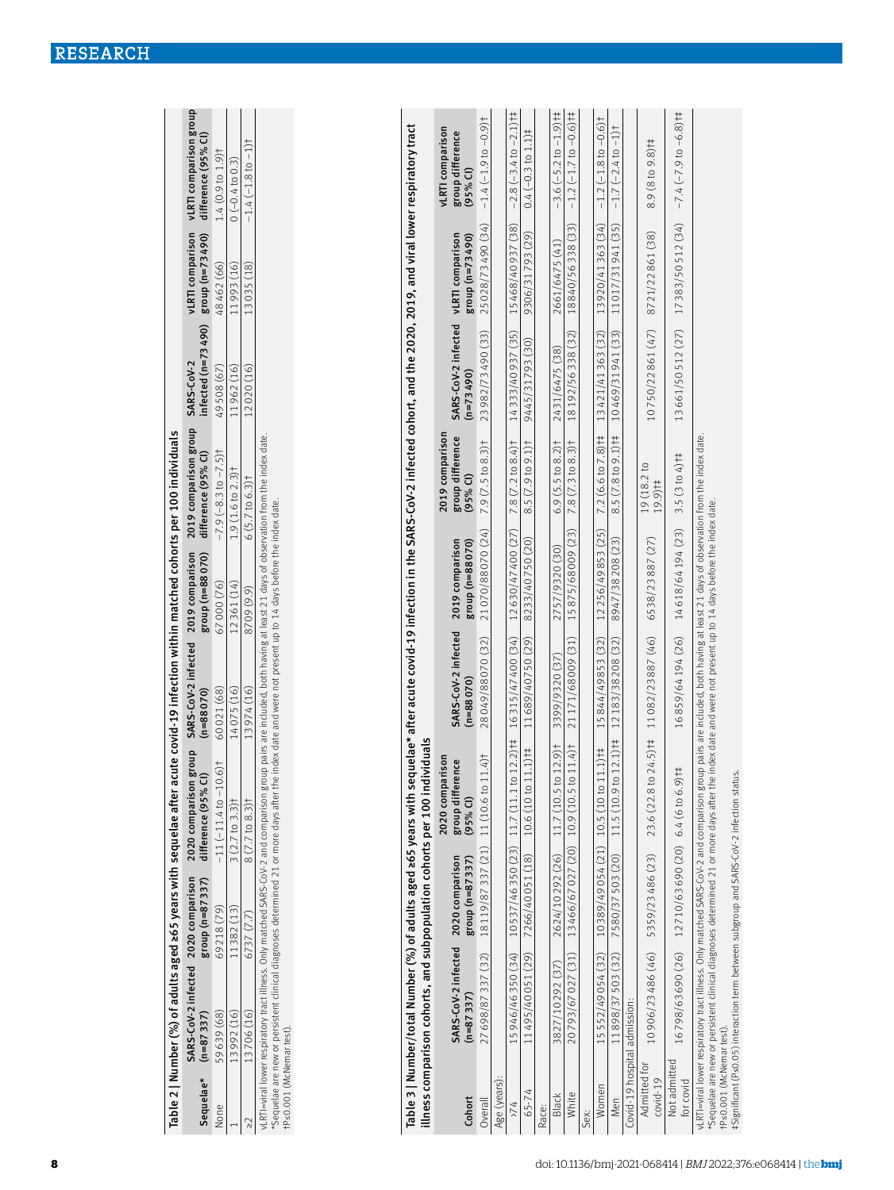**Table 2 | Number (%) of adults aged ≥65 years with sequelae after acute covid-19 infection within matched cohorts per 100 individuals**

| Sequelae* | SARS-CoV-2 infected (n=87 337) | 2020 comparison group (n=87 337) | 2020 comparison group difference (95% CI) | SARS-CoV-2 infected (n=88 070) | 2019 comparison group (n=88 070) | 2019 comparison group difference (95% CI) | SARS-CoV-2 infected (n=73 490) | vLRTI comparison group (n=73 490) | vLRTI comparison group difference (95% CI) |
|---|---|---|---|---|---|---|---|---|---|
| None | 59 639 (68) | 69 218 (79) | −11 (−11.4 to −10.6)† | 60 021 (68) | 67 000 (76) | −7.9 (−8.3 to −7.5)† | 49 508 (67) | 48 462 (66) | 1.4 (0.9 to 1.9)† |
| 1 | 13 992 (16) | 11 382 (13) | 3 (2.7 to 3.3)† | 14 075 (16) | 12 361 (14) | 1.9 (1.6 to 2.3)† | 11 962 (16) | 11 993 (16) | 0 (−0.4 to 0.3) |
| ≥2 | 13 706 (16) | 6737 (7.7) | 8 (7.7 to 8.3)† | 13 974 (16) | 8709 (9.9) | 6 (5.7 to 6.3)† | 12 020 (16) | 13 035 (18) | −1.4 (−1.8 to −1)† |

vLRTI=viral lower respiratory tract illness. Only matched SARS-CoV-2 and comparison group pairs are included, both having at least 21 days of observation from the index date.
*Sequelae are new or persistent clinical diagnoses determined 21 or more days after the index date and were not present up to 14 days before the index date.
†P≤0.001 (McNemar test).

**Table 3 | Number/total Number (%) of adults aged ≥65 years with sequelae* after acute covid-19 infection in the SARS-CoV-2 infected cohort, and the 2020, 2019, and viral lower respiratory tract illness comparison cohorts, and subpopulation cohorts per 100 individuals**

| Cohort | SARS-CoV-2 infected (n=87 337) | 2020 comparison group (n=87 337) | 2020 comparison group difference (95% CI) | SARS-CoV-2 infected (n=88 070) | 2019 comparison group (n=88 070) | 2019 comparison group difference (95% CI) | SARS-CoV-2 infected (n=73 490) | vLRTI comparison group (n=73 490) | vLRTI comparison group difference (95% CI) |
|---|---|---|---|---|---|---|---|---|---|
| Overall | 27 698/87 337 (32) | 18 119/87 337 (21) | 11 (10.6 to 11.4)† | 28 049/88 070 (32) | 21 070/88 070 (24) | 7.9 (7.5 to 8.3)† | 23 982/73 490 (33) | 25 028/73 490 (34) | −1.4 (−1.9 to −0.9)† |
| Age (years): | | | | | | | | | |
| ≥74 | 15 946/46 350 (34) | 10 537/46 350 (23) | 11.7 (11.1 to 12.2)†‡ | 16 315/47 400 (34) | 12 630/47 400 (27) | 7.8 (7.2 to 8.4)† | 14 333/40 937 (35) | 15 468/40 937 (38) | −2.8 (−3.4 to −2.1)†‡ |
| 65-74 | 11 495/40 051 (29) | 7266/40 051 (18) | 10.6 (10 to 11.1)†‡ | 11 689/40 750 (29) | 8233/40 750 (20) | 8.5 (7.9 to 9.1)† | 9445/31 793 (30) | 9306/31 793 (29) | 0.4 (−0.3 to 1.1)‡ |
| Race: | | | | | | | | | |
| Black | 3827/10 292 (37) | 2624/10 292 (26) | 11.7 (10.5 to 12.9)† | 3399/9320 (37) | 2757/9320 (30) | 6.9 (5.5 to 8.2)† | 2431/6475 (38) | 2661/6475 (41) | −3.6 (−5.2 to −1.9)†‡ |
| White | 20 793/67 027 (31) | 13 466/67 027 (20) | 10.9 (10.5 to 11.4)† | 21 171/68 009 (31) | 15 875/68 009 (23) | 7.8 (7.3 to 8.3)† | 18 192/56 338 (32) | 18 840/56 338 (33) | −1.2 (−1.7 to −0.6)†‡ |
| Sex: | | | | | | | | | |
| Women | 15 552/49 054 (32) | 10 389/49 054 (21) | 10.5 (10 to 11.1)†‡ | 15 844/49 853 (32) | 12 256/49 853 (25) | 7.2 (6.6 to 7.8)†‡ | 13 421/41 363 (32) | 13 920/41 363 (34) | −1.2 (−1.8 to −0.6)† |
| Men | 11 898/37 503 (32) | 7580/37 503 (20) | 11.5 (10.9 to 12.1)†‡ | 12 183/38 208 (32) | 8947/38 208 (23) | 8.5 (7.8 to 9.1)†‡ | 10 469/31 941 (33) | 11 017/31 941 (35) | −1.7 (−2.4 to −1)† |
| Covid-19 hospital admission: | | | | | | | | | |
| Admitted for covid-19 | 10 906/23 486 (46) | 5359/23 486 (23) | 23.6 (22.8 to 24.5)†‡ | 11 082/23 887 (46) | 6538/23 887 (27) | 19 (18.2 to 19.9)†‡ | 10 750/22 861 (47) | 8721/22 861 (38) | 8.9 (8 to 9.8)†‡ |
| Not admitted for covid | 16 798/63 690 (26) | 12 710/63 690 (20) | 6.4 (6 to 6.9)†‡ | 16 859/64 194 (26) | 14 618/64 194 (23) | 3.5 (3 to 4)†‡ | 13 661/50 512 (27) | 17 383/50 512 (34) | −7.4 (−7.9 to −6.8)†‡ |

vLRTI=viral lower respiratory tract illness. Only matched SARS-CoV-2 and comparison group pairs are included, both having at least 21 days of observation from the index date.
*Sequelae are new or persistent clinical diagnoses determined 21 or more days after the index date and were not present up to 14 days before the index date.
†P≤0.001 (McNemar test).
‡Significant (P≤0.05) interaction term between subgroup and SARS-CoV-2 infection status.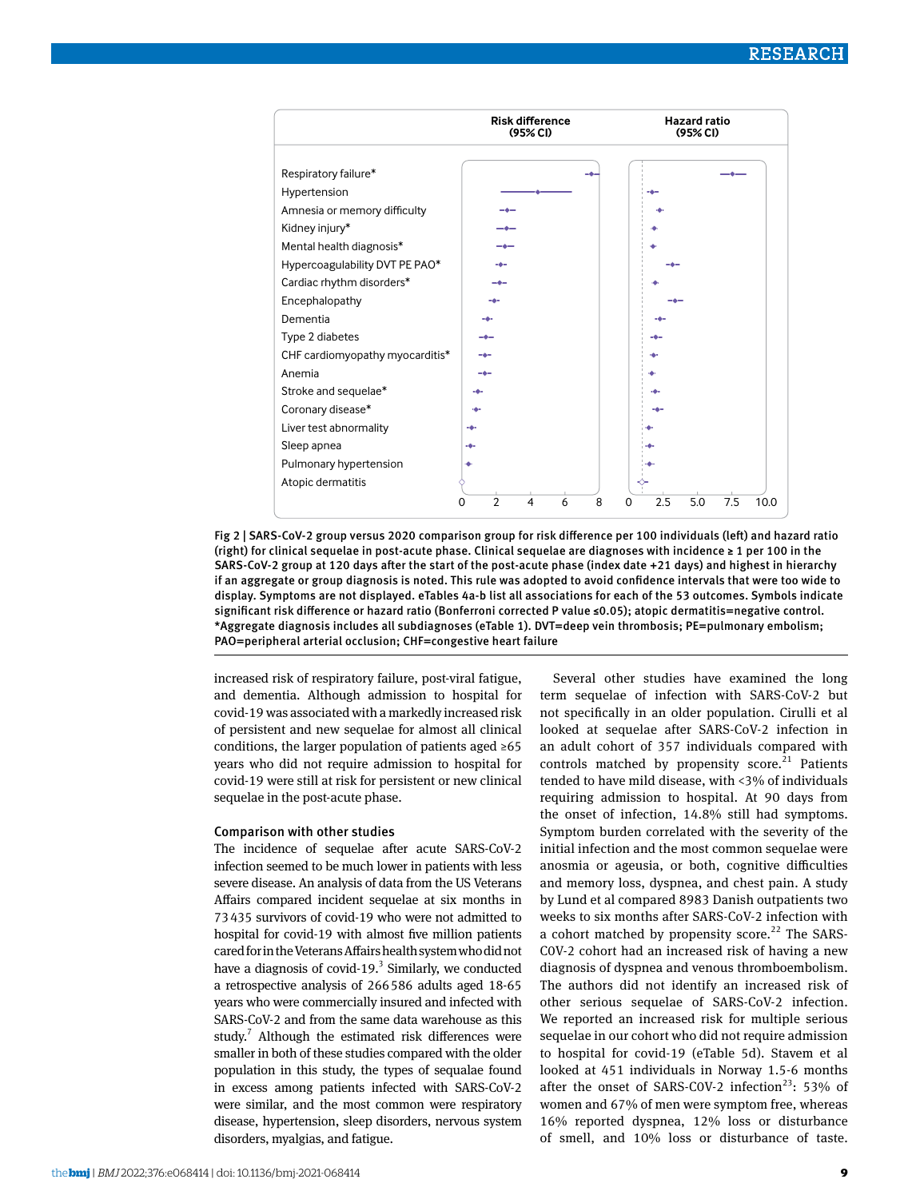Fig 2 | SARS-CoV-2 group versus 2020 comparison group for risk difference per 100 individuals (left) and hazard ratio (right) for clinical sequelae in post-acute phase. Clinical sequelae are diagnoses with incidence ≥ 1 per 100 in the SARS-CoV-2 group at 120 days after the start of the post-acute phase (index date +21 days) and highest in hierarchy if an aggregate or group diagnosis is noted. This rule was adopted to avoid confidence intervals that were too wide to display. Symptoms are not displayed. eTables 4a-b list all associations for each of the 53 outcomes. Symbols indicate significant risk difference or hazard ratio (Bonferroni corrected P value ≤0.05); atopic dermatitis=negative control. *Aggregate diagnosis includes all subdiagnoses (eTable 1). DVT=deep vein thrombosis; PE=pulmonary embolism; PAO=peripheral arterial occlusion; CHF=congestive heart failure

increased risk of respiratory failure, post-viral fatigue, and dementia. Although admission to hospital for covid-19 was associated with a markedly increased risk of persistent and new sequelae for almost all clinical conditions, the larger population of patients aged ≥65 years who did not require admission to hospital for covid-19 were still at risk for persistent or new clinical sequelae in the post-acute phase.

### Comparison with other studies

The incidence of sequelae after acute SARS-CoV-2 infection seemed to be much lower in patients with less severe disease. An analysis of data from the US Veterans Affairs compared incident sequelae at six months in 73 435 survivors of covid-19 who were not admitted to hospital for covid-19 with almost five million patients cared for in the Veterans Affairs health system who did not have a diagnosis of covid-19.[3] Similarly, we conducted a retrospective analysis of 266 586 adults aged 18-65 years who were commercially insured and infected with SARS-CoV-2 and from the same data warehouse as this study.[7] Although the estimated risk differences were smaller in both of these studies compared with the older population in this study, the types of sequalae found in excess among patients infected with SARS-CoV-2 were similar, and the most common were respiratory disease, hypertension, sleep disorders, nervous system disorders, myalgias, and fatigue.

Several other studies have examined the long term sequelae of infection with SARS-CoV-2 but not specifically in an older population. Cirulli et al looked at sequelae after SARS-CoV-2 infection in an adult cohort of 357 individuals compared with controls matched by propensity score.[21] Patients tended to have mild disease, with <3% of individuals requiring admission to hospital. At 90 days from the onset of infection, 14.8% still had symptoms. Symptom burden correlated with the severity of the initial infection and the most common sequelae were anosmia or ageusia, or both, cognitive difficulties and memory loss, dyspnea, and chest pain. A study by Lund et al compared 8983 Danish outpatients two weeks to six months after SARS-CoV-2 infection with a cohort matched by propensity score.[22] The SARS-COV-2 cohort had an increased risk of having a new diagnosis of dyspnea and venous thromboembolism. The authors did not identify an increased risk of other serious sequelae of SARS-CoV-2 infection. We reported an increased risk for multiple serious sequelae in our cohort who did not require admission to hospital for covid-19 (eTable 5d). Stavem et al looked at 451 individuals in Norway 1.5-6 months after the onset of SARS-COV-2 infection[23]: 53% of women and 67% of men were symptom free, whereas 16% reported dyspnea, 12% loss or disturbance of smell, and 10% loss or disturbance of taste.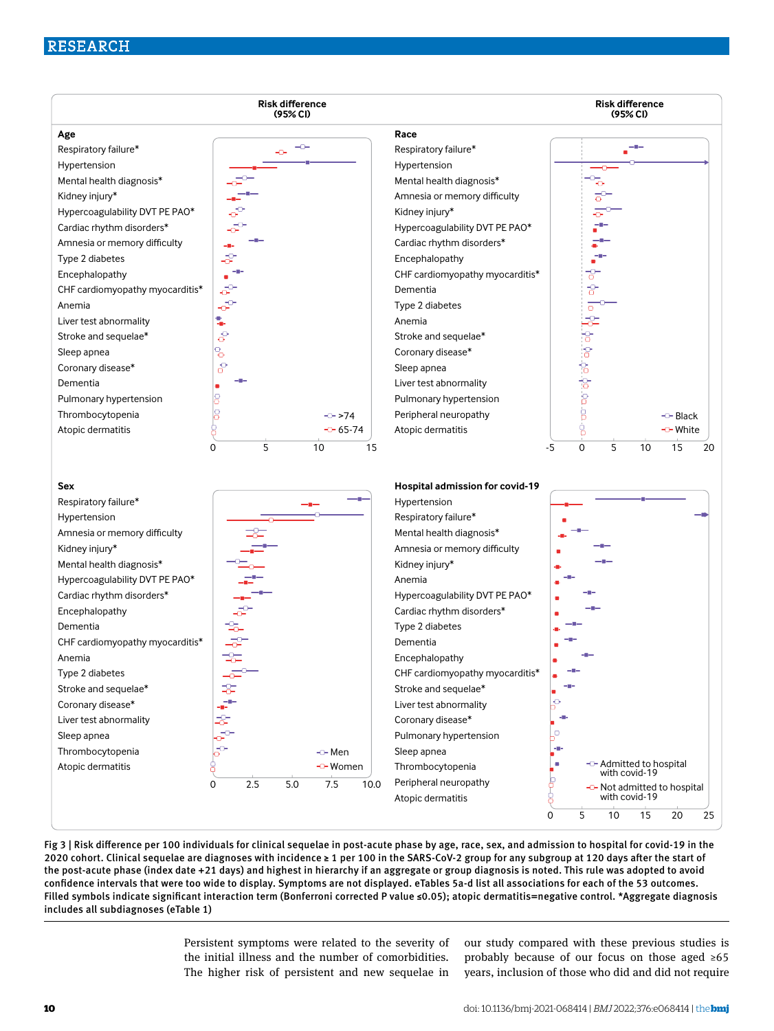Fig 3 | Risk difference per 100 individuals for clinical sequelae in post-acute phase by age, race, sex, and admission to hospital for covid-19 in the 2020 cohort. Clinical sequelae are diagnoses with incidence ≥ 1 per 100 in the SARS-CoV-2 group for any subgroup at 120 days after the start of the post-acute phase (index date +21 days) and highest in hierarchy if an aggregate or group diagnosis is noted. This rule was adopted to avoid confidence intervals that were too wide to display. Symptoms are not displayed. eTables 5a-d list all associations for each of the 53 outcomes. Filled symbols indicate significant interaction term (Bonferroni corrected P value ≤0.05); atopic dermatitis=negative control. *Aggregate diagnosis includes all subdiagnoses (eTable 1)

Persistent symptoms were related to the severity of the initial illness and the number of comorbidities. The higher risk of persistent and new sequelae in our study compared with these previous studies is probably because of our focus on those aged ≥65 years, inclusion of those who did and did not require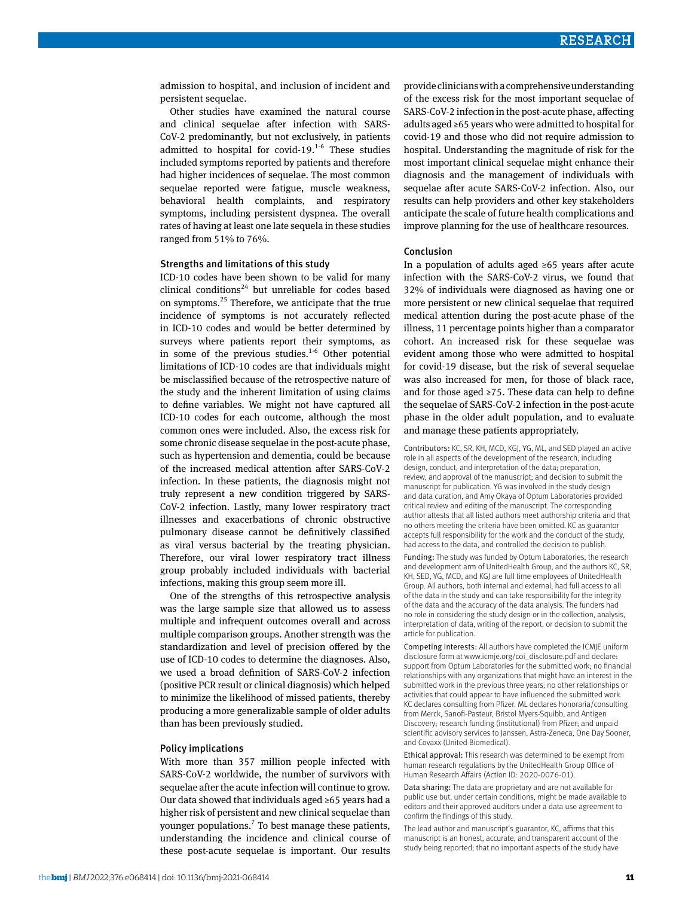admission to hospital, and inclusion of incident and persistent sequelae.

Other studies have examined the natural course and clinical sequelae after infection with SARS-CoV-2 predominantly, but not exclusively, in patients admitted to hospital for covid-19.[1-6] These studies included symptoms reported by patients and therefore had higher incidences of sequelae. The most common sequelae reported were fatigue, muscle weakness, behavioral health complaints, and respiratory symptoms, including persistent dyspnea. The overall rates of having at least one late sequela in these studies ranged from 51% to 76%.

### Strengths and limitations of this study

ICD-10 codes have been shown to be valid for many clinical conditions[24] but unreliable for codes based on symptoms.[25] Therefore, we anticipate that the true incidence of symptoms is not accurately reflected in ICD-10 codes and would be better determined by surveys where patients report their symptoms, as in some of the previous studies.[1-6] Other potential limitations of ICD-10 codes are that individuals might be misclassified because of the retrospective nature of the study and the inherent limitation of using claims to define variables. We might not have captured all ICD-10 codes for each outcome, although the most common ones were included. Also, the excess risk for some chronic disease sequelae in the post-acute phase, such as hypertension and dementia, could be because of the increased medical attention after SARS-CoV-2 infection. In these patients, the diagnosis might not truly represent a new condition triggered by SARS-CoV-2 infection. Lastly, many lower respiratory tract illnesses and exacerbations of chronic obstructive pulmonary disease cannot be definitively classified as viral versus bacterial by the treating physician. Therefore, our viral lower respiratory tract illness group probably included individuals with bacterial infections, making this group seem more ill.

One of the strengths of this retrospective analysis was the large sample size that allowed us to assess multiple and infrequent outcomes overall and across multiple comparison groups. Another strength was the standardization and level of precision offered by the use of ICD-10 codes to determine the diagnoses. Also, we used a broad definition of SARS-CoV-2 infection (positive PCR result or clinical diagnosis) which helped to minimize the likelihood of missed patients, thereby producing a more generalizable sample of older adults than has been previously studied.

### Policy implications

With more than 357 million people infected with SARS-CoV-2 worldwide, the number of survivors with sequelae after the acute infection will continue to grow. Our data showed that individuals aged ≥65 years had a higher risk of persistent and new clinical sequelae than younger populations.[7] To best manage these patients, understanding the incidence and clinical course of these post-acute sequelae is important. Our results provide clinicians with a comprehensive understanding of the excess risk for the most important sequelae of SARS-CoV-2 infection in the post-acute phase, affecting adults aged ≥65 years who were admitted to hospital for covid-19 and those who did not require admission to hospital. Understanding the magnitude of risk for the most important clinical sequelae might enhance their diagnosis and the management of individuals with sequelae after acute SARS-CoV-2 infection. Also, our results can help providers and other key stakeholders anticipate the scale of future health complications and improve planning for the use of healthcare resources.

### Conclusion

In a population of adults aged ≥65 years after acute infection with the SARS-CoV-2 virus, we found that 32% of individuals were diagnosed as having one or more persistent or new clinical sequelae that required medical attention during the post-acute phase of the illness, 11 percentage points higher than a comparator cohort. An increased risk for these sequelae was evident among those who were admitted to hospital for covid-19 disease, but the risk of several sequelae was also increased for men, for those of black race, and for those aged ≥75. These data can help to define the sequelae of SARS-CoV-2 infection in the post-acute phase in the older adult population, and to evaluate and manage these patients appropriately.

**Contributors:** KC, SR, KH, MCD, KGJ, YG, ML, and SED played an active role in all aspects of the development of the research, including design, conduct, and interpretation of the data; preparation, review, and approval of the manuscript; and decision to submit the manuscript for publication. YG was involved in the study design and data curation, and Amy Okaya of Optum Laboratories provided critical review and editing of the manuscript. The corresponding author attests that all listed authors meet authorship criteria and that no others meeting the criteria have been omitted. KC as guarantor accepts full responsibility for the work and the conduct of the study, had access to the data, and controlled the decision to publish.

**Funding:** The study was funded by Optum Laboratories, the research and development arm of UnitedHealth Group, and the authors KC, SR, KH, SED, YG, MCD, and KGJ are full time employees of UnitedHealth Group. All authors, both internal and external, had full access to all of the data in the study and can take responsibility for the integrity of the data and the accuracy of the data analysis. The funders had no role in considering the study design or in the collection, analysis, interpretation of data, writing of the report, or decision to submit the article for publication.

**Competing interests:** All authors have completed the ICMJE uniform disclosure form at www.icmje.org/coi_disclosure.pdf and declare: support from Optum Laboratories for the submitted work; no financial relationships with any organizations that might have an interest in the submitted work in the previous three years; no other relationships or activities that could appear to have influenced the submitted work. KC declares consulting from Pfizer. ML declares honoraria/consulting from Merck, Sanofi-Pasteur, Bristol Myers-Squibb, and Antigen Discovery; research funding (institutional) from Pfizer; and unpaid scientific advisory services to Janssen, Astra-Zeneca, One Day Sooner, and Covaxx (United Biomedical).

**Ethical approval:** This research was determined to be exempt from human research regulations by the UnitedHealth Group Office of Human Research Affairs (Action ID: 2020-0076-01).

**Data sharing:** The data are proprietary and are not available for public use but, under certain conditions, might be made available to editors and their approved auditors under a data use agreement to confirm the findings of this study.

The lead author and manuscript's guarantor, KC, affirms that this manuscript is an honest, accurate, and transparent account of the study being reported; that no important aspects of the study have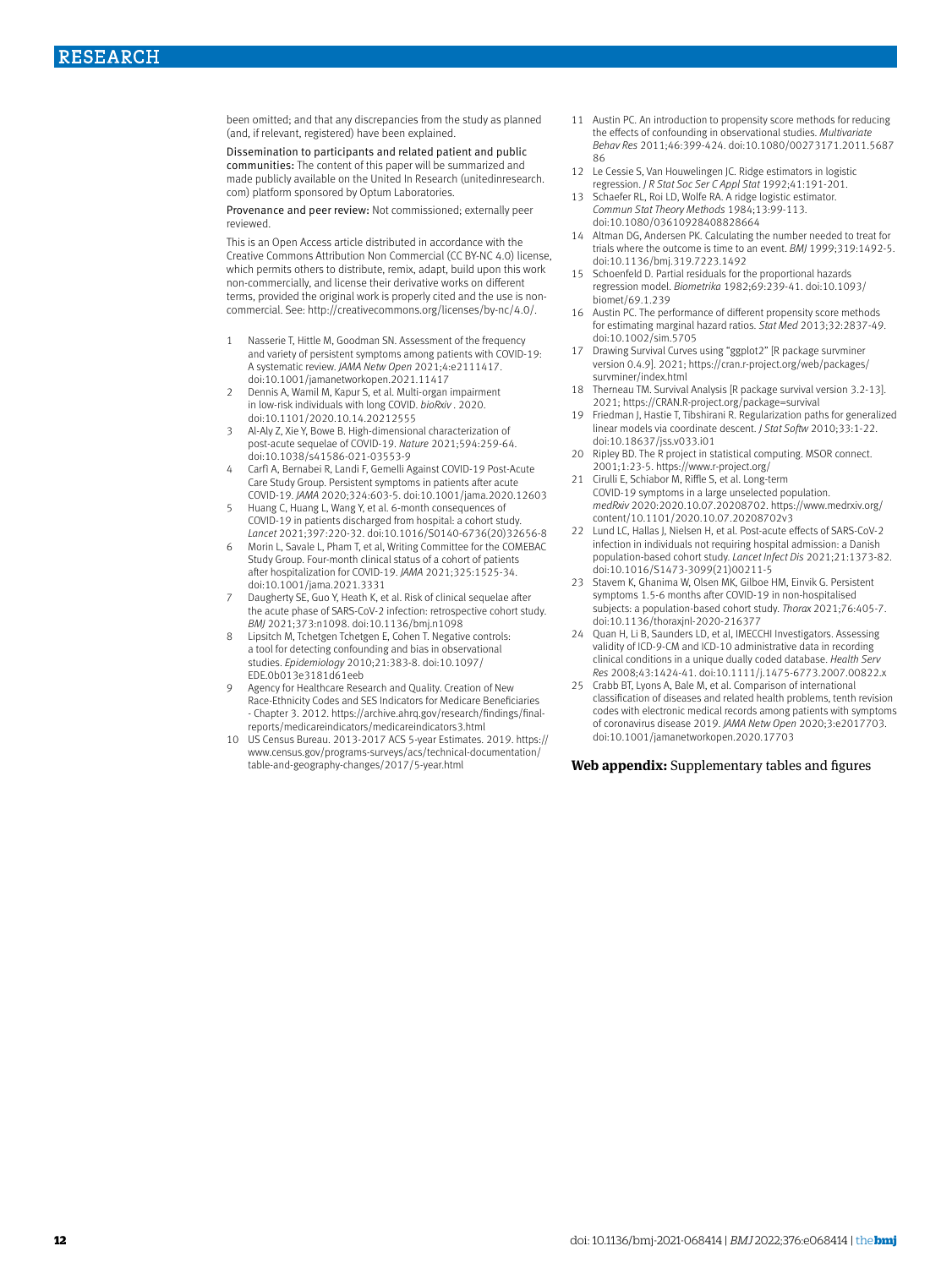been omitted; and that any discrepancies from the study as planned (and, if relevant, registered) have been explained.

Dissemination to participants and related patient and public communities: The content of this paper will be summarized and made publicly available on the United In Research (unitedinresearch.com) platform sponsored by Optum Laboratories.

Provenance and peer review: Not commissioned; externally peer reviewed.

This is an Open Access article distributed in accordance with the Creative Commons Attribution Non Commercial (CC BY-NC 4.0) license, which permits others to distribute, remix, adapt, build upon this work non-commercially, and license their derivative works on different terms, provided the original work is properly cited and the use is non-commercial. See: http://creativecommons.org/licenses/by-nc/4.0/.

1. Nasserie T, Hittle M, Goodman SN. Assessment of the frequency and variety of persistent symptoms among patients with COVID-19: A systematic review. *JAMA Netw Open* 2021;4:e2111417. doi:10.1001/jamanetworkopen.2021.11417
2. Dennis A, Wamil M, Kapur S, et al. Multi-organ impairment in low-risk individuals with long COVID. *bioRxiv* . 2020. doi:10.1101/2020.10.14.20212555
3. Al-Aly Z, Xie Y, Bowe B. High-dimensional characterization of post-acute sequelae of COVID-19. *Nature* 2021;594:259-64. doi:10.1038/s41586-021-03553-9
4. Carfì A, Bernabei R, Landi F, Gemelli Against COVID-19 Post-Acute Care Study Group. Persistent symptoms in patients after acute COVID-19. *JAMA* 2020;324:603-5. doi:10.1001/jama.2020.12603
5. Huang C, Huang L, Wang Y, et al. 6-month consequences of COVID-19 in patients discharged from hospital: a cohort study. *Lancet* 2021;397:220-32. doi:10.1016/S0140-6736(20)32656-8
6. Morin L, Savale L, Pham T, et al, Writing Committee for the COMEBAC Study Group. Four-month clinical status of a cohort of patients after hospitalization for COVID-19. *JAMA* 2021;325:1525-34. doi:10.1001/jama.2021.3331
7. Daugherty SE, Guo Y, Heath K, et al. Risk of clinical sequelae after the acute phase of SARS-CoV-2 infection: retrospective cohort study. *BMJ* 2021;373:n1098. doi:10.1136/bmj.n1098
8. Lipsitch M, Tchetgen Tchetgen E, Cohen T. Negative controls: a tool for detecting confounding and bias in observational studies. *Epidemiology* 2010;21:383-8. doi:10.1097/EDE.0b013e3181d61eeb
9. Agency for Healthcare Research and Quality. Creation of New Race-Ethnicity Codes and SES Indicators for Medicare Beneficiaries - Chapter 3. 2012. https://archive.ahrq.gov/research/findings/final-reports/medicareindicators/medicareindicators3.html
10. US Census Bureau. 2013-2017 ACS 5-year Estimates. 2019. https://www.census.gov/programs-surveys/acs/technical-documentation/table-and-geography-changes/2017/5-year.html
11. Austin PC. An introduction to propensity score methods for reducing the effects of confounding in observational studies. *Multivariate Behav Res* 2011;46:399-424. doi:10.1080/00273171.2011.568786
12. Le Cessie S, Van Houwelingen JC. Ridge estimators in logistic regression. *J R Stat Soc Ser C Appl Stat* 1992;41:191-201.
13. Schaefer RL, Roi LD, Wolfe RA. A ridge logistic estimator. *Commun Stat Theory Methods* 1984;13:99-113. doi:10.1080/03610928408828664
14. Altman DG, Andersen PK. Calculating the number needed to treat for trials where the outcome is time to an event. *BMJ* 1999;319:1492-5. doi:10.1136/bmj.319.7223.1492
15. Schoenfeld D. Partial residuals for the proportional hazards regression model. *Biometrika* 1982;69:239-41. doi:10.1093/biomet/69.1.239
16. Austin PC. The performance of different propensity score methods for estimating marginal hazard ratios. *Stat Med* 2013;32:2837-49. doi:10.1002/sim.5705
17. Drawing Survival Curves using "ggplot2" [R package survminer version 0.4.9]. 2021; https://cran.r-project.org/web/packages/survminer/index.html
18. Therneau TM. Survival Analysis [R package survival version 3.2-13]. 2021; https://CRAN.R-project.org/package=survival
19. Friedman J, Hastie T, Tibshirani R. Regularization paths for generalized linear models via coordinate descent. *J Stat Softw* 2010;33:1-22. doi:10.18637/jss.v033.i01
20. Ripley BD. The R project in statistical computing. MSOR connect. 2001;1:23-5. https://www.r-project.org/
21. Cirulli E, Schiabor M, Riffle S, et al. Long-term COVID-19 symptoms in a large unselected population. *medRxiv* 2020:2020.10.07.20208702. https://www.medrxiv.org/content/10.1101/2020.10.07.20208702v3
22. Lund LC, Hallas J, Nielsen H, et al. Post-acute effects of SARS-CoV-2 infection in individuals not requiring hospital admission: a Danish population-based cohort study. *Lancet Infect Dis* 2021;21:1373-82. doi:10.1016/S1473-3099(21)00211-5
23. Stavem K, Ghanima W, Olsen MK, Gilboe HM, Einvik G. Persistent symptoms 1.5-6 months after COVID-19 in non-hospitalised subjects: a population-based cohort study. *Thorax* 2021;76:405-7. doi:10.1136/thoraxjnl-2020-216377
24. Quan H, Li B, Saunders LD, et al, IMECCHI Investigators. Assessing validity of ICD-9-CM and ICD-10 administrative data in recording clinical conditions in a unique dually coded database. *Health Serv Res* 2008;43:1424-41. doi:10.1111/j.1475-6773.2007.00822.x
25. Crabb BT, Lyons A, Bale M, et al. Comparison of international classification of diseases and related health problems, tenth revision codes with electronic medical records among patients with symptoms of coronavirus disease 2019. *JAMA Netw Open* 2020;3:e2017703. doi:10.1001/jamanetworkopen.2020.17703

**Web appendix:** Supplementary tables and figures